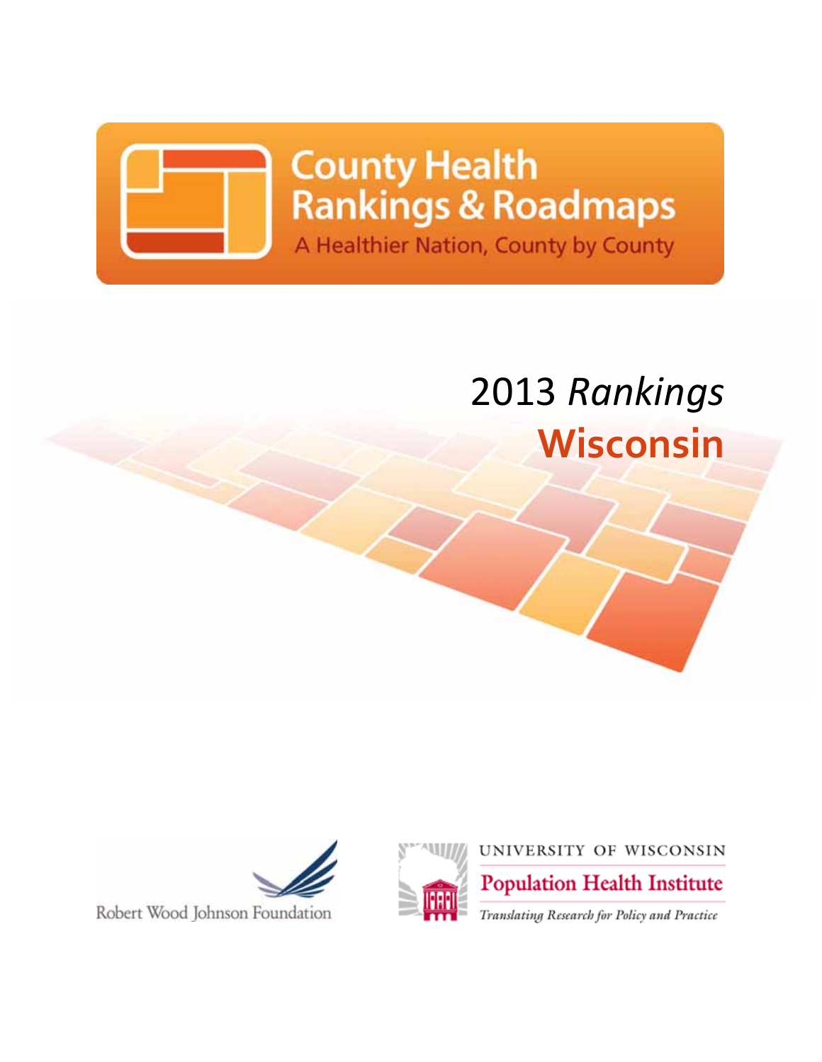# County Health Rankings & Roadmaps

A Healthier Nation, County by County

# 2013 *Rankings*

# Wisconsin

Robert Wood Johnson Foundation

UNIVERSITY OF WISCONSIN

Population Health Institute

*Translating Research for Policy and Practice*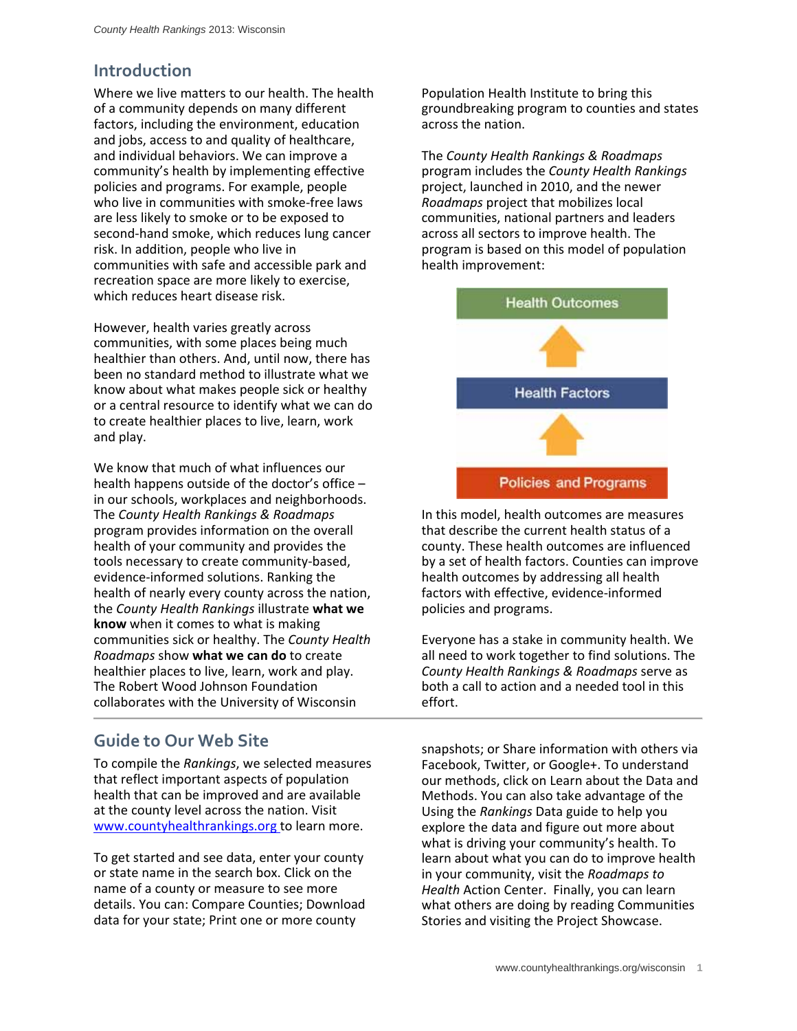## Introduction

Where we live matters to our health. The health of a community depends on many different factors, including the environment, education and jobs, access to and quality of healthcare, and individual behaviors. We can improve a community's health by implementing effective policies and programs. For example, people who live in communities with smoke-free laws are less likely to smoke or to be exposed to second-hand smoke, which reduces lung cancer risk. In addition, people who live in communities with safe and accessible park and recreation space are more likely to exercise, which reduces heart disease risk.

However, health varies greatly across communities, with some places being much healthier than others. And, until now, there has been no standard method to illustrate what we know about what makes people sick or healthy or a central resource to identify what we can do to create healthier places to live, learn, work and play.

We know that much of what influences our health happens outside of the doctor's office – in our schools, workplaces and neighborhoods. The *County Health Rankings & Roadmaps* program provides information on the overall health of your community and provides the tools necessary to create community-based, evidence-informed solutions. Ranking the health of nearly every county across the nation, the *County Health Rankings* illustrate **what we know** when it comes to what is making communities sick or healthy. The *County Health Roadmaps* show **what we can do** to create healthier places to live, learn, work and play. The Robert Wood Johnson Foundation collaborates with the University of Wisconsin Population Health Institute to bring this groundbreaking program to counties and states across the nation.

The *County Health Rankings & Roadmaps* program includes the *County Health Rankings* project, launched in 2010, and the newer *Roadmaps* project that mobilizes local communities, national partners and leaders across all sectors to improve health. The program is based on this model of population health improvement:

Health Outcomes

Health Factors

Policies and Programs

In this model, health outcomes are measures that describe the current health status of a county. These health outcomes are influenced by a set of health factors. Counties can improve health outcomes by addressing all health factors with effective, evidence-informed policies and programs.

Everyone has a stake in community health. We all need to work together to find solutions. The *County Health Rankings & Roadmaps* serve as both a call to action and a needed tool in this effort.

## Guide to Our Web Site

To compile the *Rankings*, we selected measures that reflect important aspects of population health that can be improved and are available at the county level across the nation. Visit www.countyhealthrankings.org to learn more.

To get started and see data, enter your county or state name in the search box. Click on the name of a county or measure to see more details. You can: Compare Counties; Download data for your state; Print one or more county snapshots; or Share information with others via Facebook, Twitter, or Google+. To understand our methods, click on Learn about the Data and Methods. You can also take advantage of the Using the *Rankings* Data guide to help you explore the data and figure out more about what is driving your community's health. To learn about what you can do to improve health in your community, visit the *Roadmaps to Health* Action Center. Finally, you can learn what others are doing by reading Communities Stories and visiting the Project Showcase.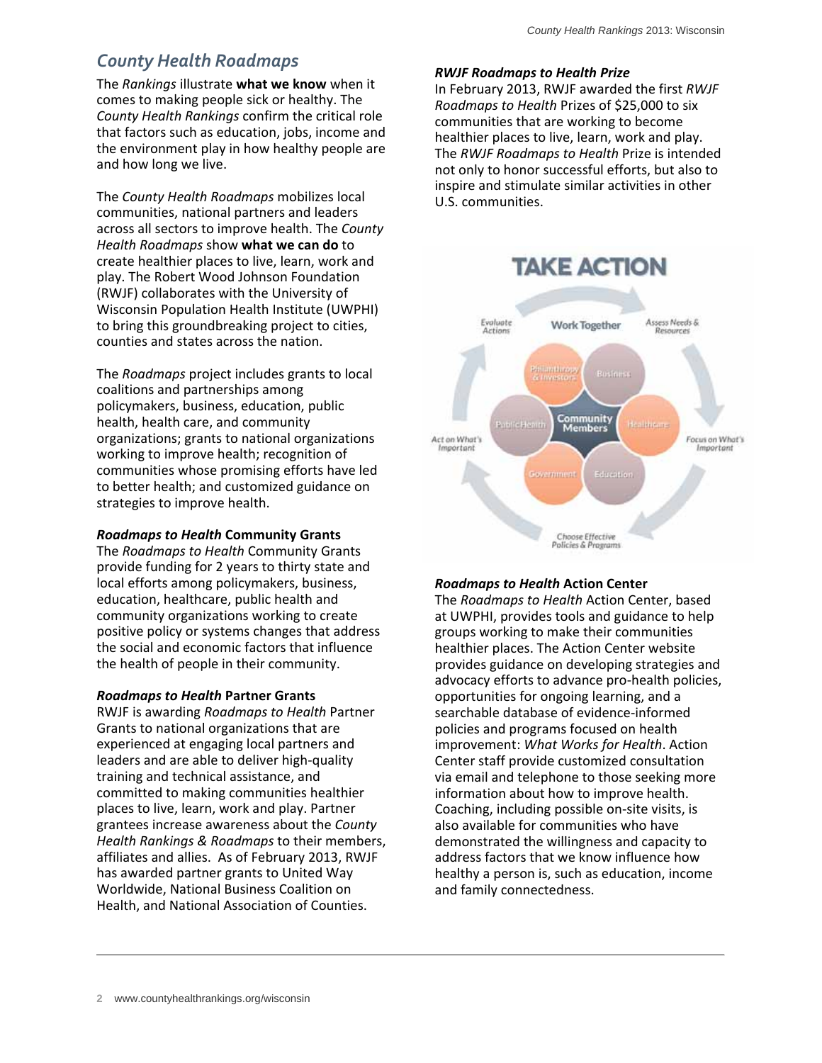## *County Health Roadmaps*

The *Rankings* illustrate **what we know** when it comes to making people sick or healthy. The *County Health Rankings* confirm the critical role that factors such as education, jobs, income and the environment play in how healthy people are and how long we live.

The *County Health Roadmaps* mobilizes local communities, national partners and leaders across all sectors to improve health. The *County Health Roadmaps* show **what we can do** to create healthier places to live, learn, work and play. The Robert Wood Johnson Foundation (RWJF) collaborates with the University of Wisconsin Population Health Institute (UWPHI) to bring this groundbreaking project to cities, counties and states across the nation.

The *Roadmaps* project includes grants to local coalitions and partnerships among policymakers, business, education, public health, health care, and community organizations; grants to national organizations working to improve health; recognition of communities whose promising efforts have led to better health; and customized guidance on strategies to improve health.

***Roadmaps to Health* Community Grants**

The *Roadmaps to Health* Community Grants provide funding for 2 years to thirty state and local efforts among policymakers, business, education, healthcare, public health and community organizations working to create positive policy or systems changes that address the social and economic factors that influence the health of people in their community.

***Roadmaps to Health* Partner Grants**

RWJF is awarding *Roadmaps to Health* Partner Grants to national organizations that are experienced at engaging local partners and leaders and are able to deliver high-quality training and technical assistance, and committed to making communities healthier places to live, learn, work and play. Partner grantees increase awareness about the *County Health Rankings & Roadmaps* to their members, affiliates and allies. As of February 2013, RWJF has awarded partner grants to United Way Worldwide, National Business Coalition on Health, and National Association of Counties.

***RWJF Roadmaps to Health Prize***

In February 2013, RWJF awarded the first *RWJF Roadmaps to Health* Prizes of $25,000 to six communities that are working to become healthier places to live, learn, work and play. The *RWJF Roadmaps to Health* Prize is intended not only to honor successful efforts, but also to inspire and stimulate similar activities in other U.S. communities.

***Roadmaps to Health* Action Center**

The *Roadmaps to Health* Action Center, based at UWPHI, provides tools and guidance to help groups working to make their communities healthier places. The Action Center website provides guidance on developing strategies and advocacy efforts to advance pro-health policies, opportunities for ongoing learning, and a searchable database of evidence-informed policies and programs focused on health improvement: *What Works for Health*. Action Center staff provide customized consultation via email and telephone to those seeking more information about how to improve health. Coaching, including possible on-site visits, is also available for communities who have demonstrated the willingness and capacity to address factors that we know influence how healthy a person is, such as education, income and family connectedness.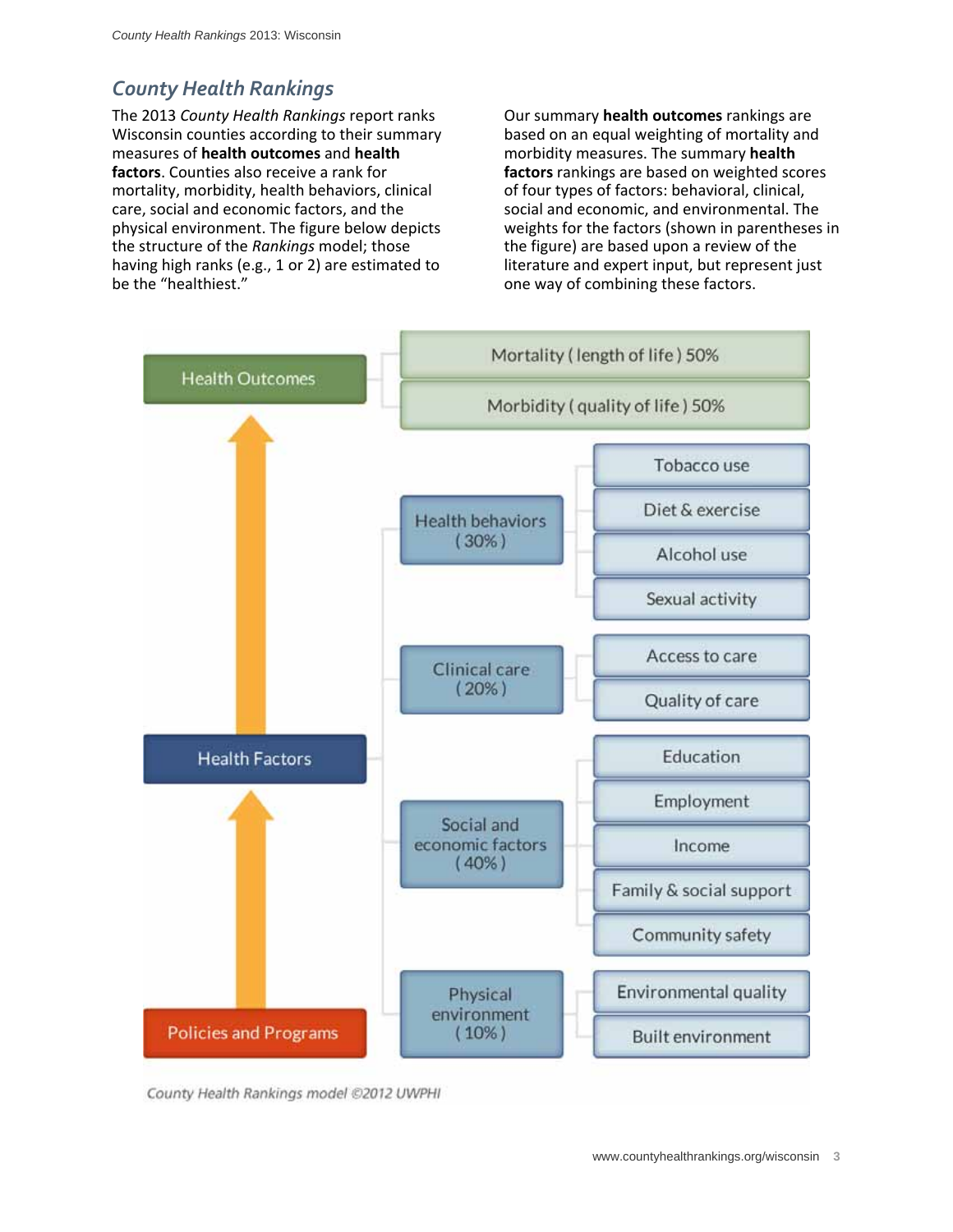## *County Health Rankings*

The 2013 *County Health Rankings* report ranks Wisconsin counties according to their summary measures of **health outcomes** and **health factors**. Counties also receive a rank for mortality, morbidity, health behaviors, clinical care, social and economic factors, and the physical environment. The figure below depicts the structure of the *Rankings* model; those having high ranks (e.g., 1 or 2) are estimated to be the "healthiest."

Our summary **health outcomes** rankings are based on an equal weighting of mortality and morbidity measures. The summary **health factors** rankings are based on weighted scores of four types of factors: behavioral, clinical, social and economic, and environmental. The weights for the factors (shown in parentheses in the figure) are based upon a review of the literature and expert input, but represent just one way of combining these factors.

- **Health Outcomes**
  - Mortality ( length of life ) 50%
  - Morbidity ( quality of life ) 50%
- **Health Factors**
  - Health behaviors ( 30% )
    - Tobacco use
    - Diet & exercise
    - Alcohol use
    - Sexual activity
  - Clinical care ( 20% )
    - Access to care
    - Quality of care
  - Social and economic factors ( 40% )
    - Education
    - Employment
    - Income
    - Family & social support
    - Community safety
  - Physical environment ( 10% )
    - Environmental quality
    - Built environment
- **Policies and Programs**

*County Health Rankings model ©2012 UWPHI*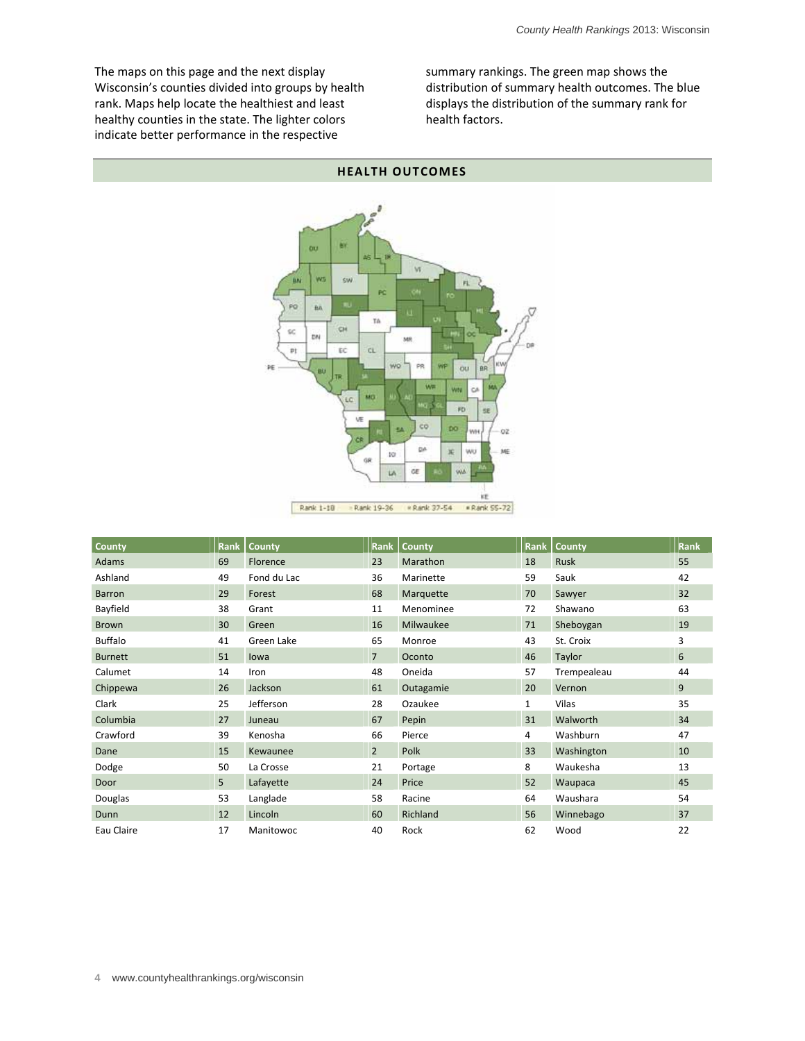The maps on this page and the next display Wisconsin's counties divided into groups by health rank. Maps help locate the healthiest and least healthy counties in the state. The lighter colors indicate better performance in the respective summary rankings. The green map shows the distribution of summary health outcomes. The blue displays the distribution of the summary rank for health factors.

## HEALTH OUTCOMES

Rank 1-18 | Rank 19-36 | Rank 37-54 | Rank 55-72

| County | Rank | County | Rank | County | Rank | County | Rank |
|---|---|---|---|---|---|---|---|
| Adams | 69 | Florence | 23 | Marathon | 18 | Rusk | 55 |
| Ashland | 49 | Fond du Lac | 36 | Marinette | 59 | Sauk | 42 |
| Barron | 29 | Forest | 68 | Marquette | 70 | Sawyer | 32 |
| Bayfield | 38 | Grant | 11 | Menominee | 72 | Shawano | 63 |
| Brown | 30 | Green | 16 | Milwaukee | 71 | Sheboygan | 19 |
| Buffalo | 41 | Green Lake | 65 | Monroe | 43 | St. Croix | 3 |
| Burnett | 51 | Iowa | 7 | Oconto | 46 | Taylor | 6 |
| Calumet | 14 | Iron | 48 | Oneida | 57 | Trempealeau | 44 |
| Chippewa | 26 | Jackson | 61 | Outagamie | 20 | Vernon | 9 |
| Clark | 25 | Jefferson | 28 | Ozaukee | 1 | Vilas | 35 |
| Columbia | 27 | Juneau | 67 | Pepin | 31 | Walworth | 34 |
| Crawford | 39 | Kenosha | 66 | Pierce | 4 | Washburn | 47 |
| Dane | 15 | Kewaunee | 2 | Polk | 33 | Washington | 10 |
| Dodge | 50 | La Crosse | 21 | Portage | 8 | Waukesha | 13 |
| Door | 5 | Lafayette | 24 | Price | 52 | Waupaca | 45 |
| Douglas | 53 | Langlade | 58 | Racine | 64 | Waushara | 54 |
| Dunn | 12 | Lincoln | 60 | Richland | 56 | Winnebago | 37 |
| Eau Claire | 17 | Manitowoc | 40 | Rock | 62 | Wood | 22 |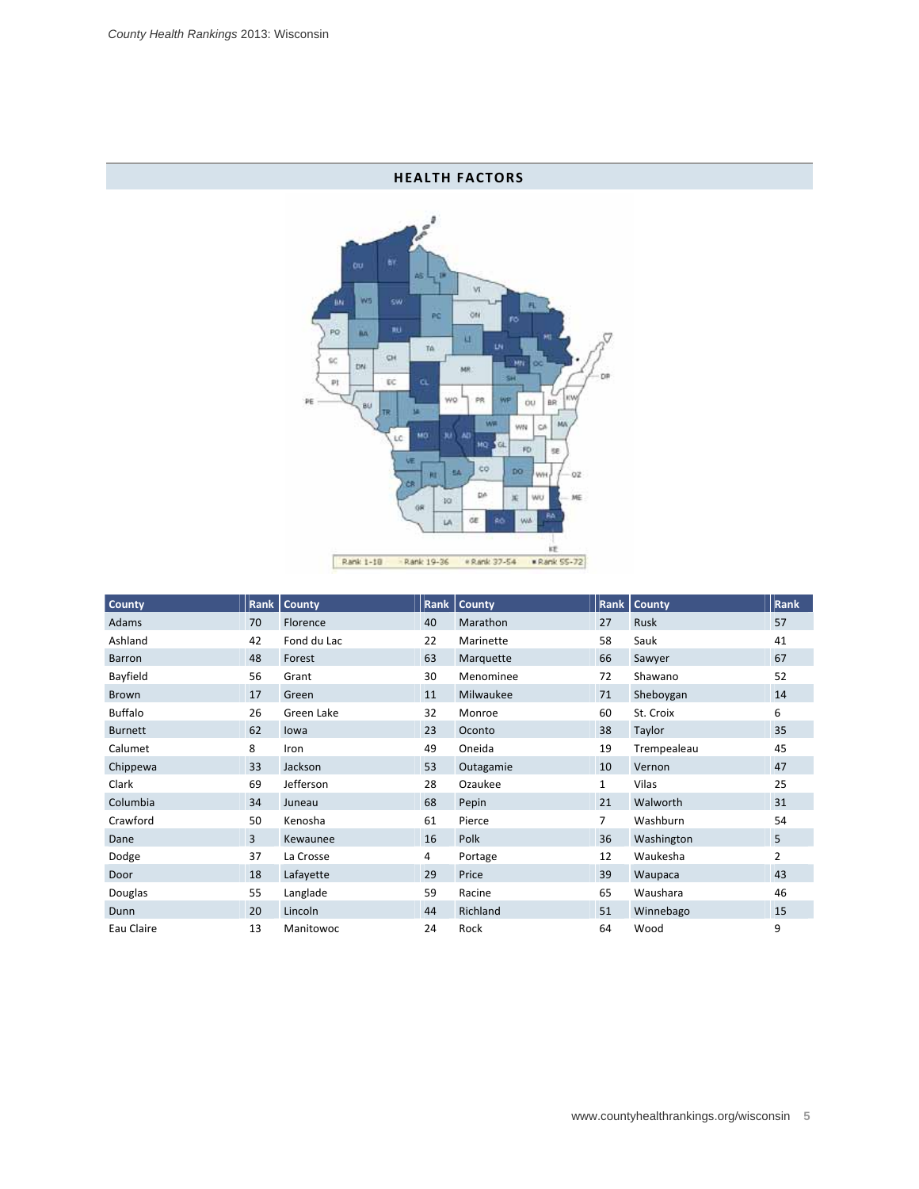## HEALTH FACTORS

Rank 1-18 · Rank 19-36 · Rank 37-54 · Rank 55-72

| County | Rank | County | Rank | County | Rank | County | Rank |
|---|---|---|---|---|---|---|---|
| Adams | 70 | Florence | 40 | Marathon | 27 | Rusk | 57 |
| Ashland | 42 | Fond du Lac | 22 | Marinette | 58 | Sauk | 41 |
| Barron | 48 | Forest | 63 | Marquette | 66 | Sawyer | 67 |
| Bayfield | 56 | Grant | 30 | Menominee | 72 | Shawano | 52 |
| Brown | 17 | Green | 11 | Milwaukee | 71 | Sheboygan | 14 |
| Buffalo | 26 | Green Lake | 32 | Monroe | 60 | St. Croix | 6 |
| Burnett | 62 | Iowa | 23 | Oconto | 38 | Taylor | 35 |
| Calumet | 8 | Iron | 49 | Oneida | 19 | Trempealeau | 45 |
| Chippewa | 33 | Jackson | 53 | Outagamie | 10 | Vernon | 47 |
| Clark | 69 | Jefferson | 28 | Ozaukee | 1 | Vilas | 25 |
| Columbia | 34 | Juneau | 68 | Pepin | 21 | Walworth | 31 |
| Crawford | 50 | Kenosha | 61 | Pierce | 7 | Washburn | 54 |
| Dane | 3 | Kewaunee | 16 | Polk | 36 | Washington | 5 |
| Dodge | 37 | La Crosse | 4 | Portage | 12 | Waukesha | 2 |
| Door | 18 | Lafayette | 29 | Price | 39 | Waupaca | 43 |
| Douglas | 55 | Langlade | 59 | Racine | 65 | Waushara | 46 |
| Dunn | 20 | Lincoln | 44 | Richland | 51 | Winnebago | 15 |
| Eau Claire | 13 | Manitowoc | 24 | Rock | 64 | Wood | 9 |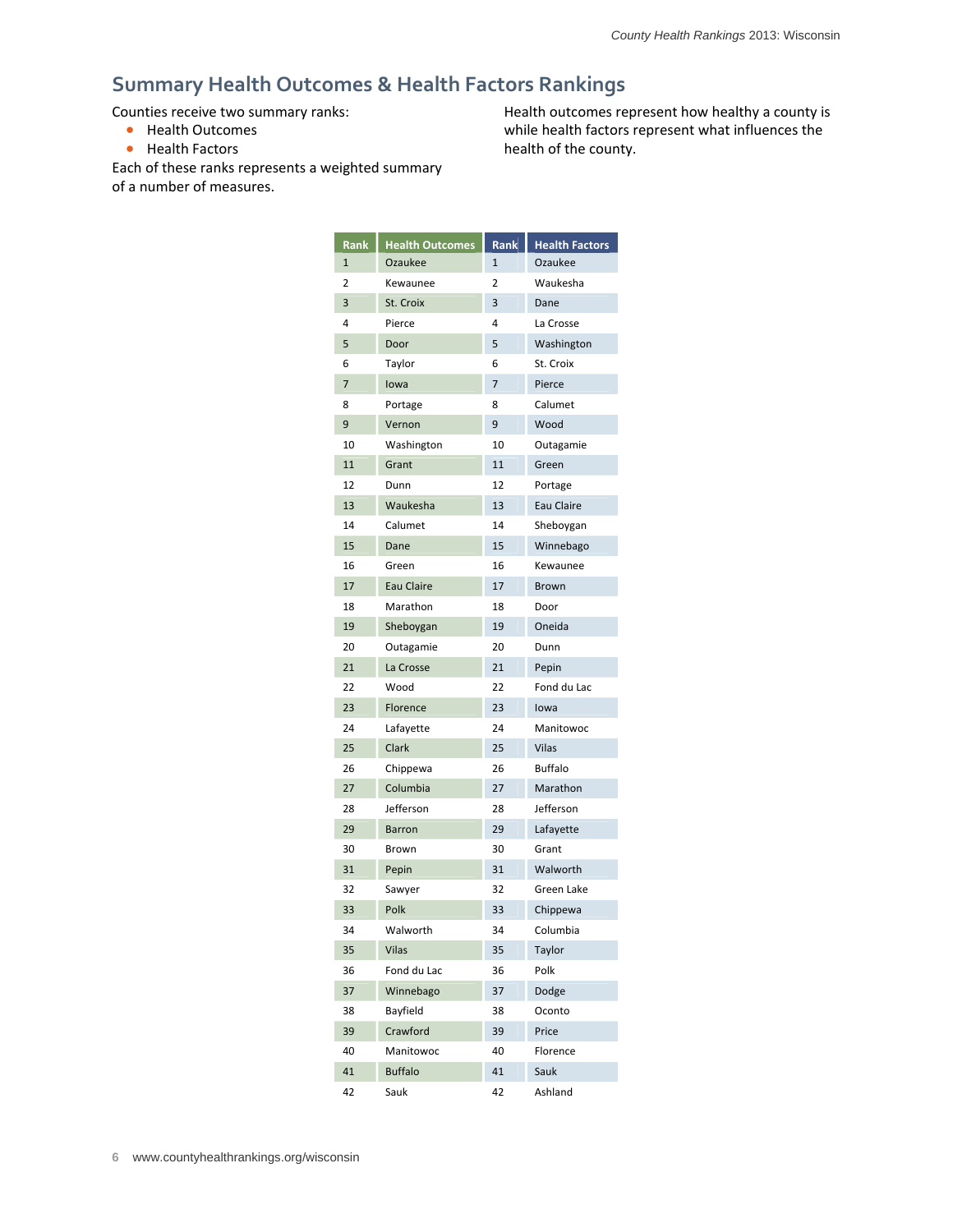## Summary Health Outcomes & Health Factors Rankings

Counties receive two summary ranks:

- Health Outcomes
- Health Factors

Each of these ranks represents a weighted summary of a number of measures.

Health outcomes represent how healthy a county is while health factors represent what influences the health of the county.

| Rank | Health Outcomes | Rank | Health Factors |
|---|---|---|---|
| 1 | Ozaukee | 1 | Ozaukee |
| 2 | Kewaunee | 2 | Waukesha |
| 3 | St. Croix | 3 | Dane |
| 4 | Pierce | 4 | La Crosse |
| 5 | Door | 5 | Washington |
| 6 | Taylor | 6 | St. Croix |
| 7 | Iowa | 7 | Pierce |
| 8 | Portage | 8 | Calumet |
| 9 | Vernon | 9 | Wood |
| 10 | Washington | 10 | Outagamie |
| 11 | Grant | 11 | Green |
| 12 | Dunn | 12 | Portage |
| 13 | Waukesha | 13 | Eau Claire |
| 14 | Calumet | 14 | Sheboygan |
| 15 | Dane | 15 | Winnebago |
| 16 | Green | 16 | Kewaunee |
| 17 | Eau Claire | 17 | Brown |
| 18 | Marathon | 18 | Door |
| 19 | Sheboygan | 19 | Oneida |
| 20 | Outagamie | 20 | Dunn |
| 21 | La Crosse | 21 | Pepin |
| 22 | Wood | 22 | Fond du Lac |
| 23 | Florence | 23 | Iowa |
| 24 | Lafayette | 24 | Manitowoc |
| 25 | Clark | 25 | Vilas |
| 26 | Chippewa | 26 | Buffalo |
| 27 | Columbia | 27 | Marathon |
| 28 | Jefferson | 28 | Jefferson |
| 29 | Barron | 29 | Lafayette |
| 30 | Brown | 30 | Grant |
| 31 | Pepin | 31 | Walworth |
| 32 | Sawyer | 32 | Green Lake |
| 33 | Polk | 33 | Chippewa |
| 34 | Walworth | 34 | Columbia |
| 35 | Vilas | 35 | Taylor |
| 36 | Fond du Lac | 36 | Polk |
| 37 | Winnebago | 37 | Dodge |
| 38 | Bayfield | 38 | Oconto |
| 39 | Crawford | 39 | Price |
| 40 | Manitowoc | 40 | Florence |
| 41 | Buffalo | 41 | Sauk |
| 42 | Sauk | 42 | Ashland |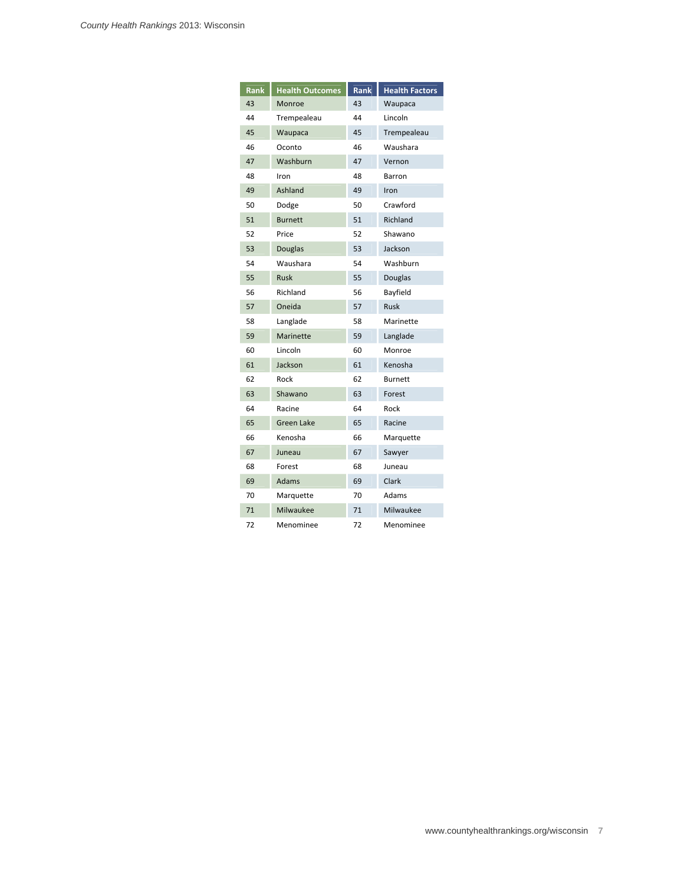| Rank | Health Outcomes | Rank | Health Factors |
|---|---|---|---|
| 43 | Monroe | 43 | Waupaca |
| 44 | Trempealeau | 44 | Lincoln |
| 45 | Waupaca | 45 | Trempealeau |
| 46 | Oconto | 46 | Waushara |
| 47 | Washburn | 47 | Vernon |
| 48 | Iron | 48 | Barron |
| 49 | Ashland | 49 | Iron |
| 50 | Dodge | 50 | Crawford |
| 51 | Burnett | 51 | Richland |
| 52 | Price | 52 | Shawano |
| 53 | Douglas | 53 | Jackson |
| 54 | Waushara | 54 | Washburn |
| 55 | Rusk | 55 | Douglas |
| 56 | Richland | 56 | Bayfield |
| 57 | Oneida | 57 | Rusk |
| 58 | Langlade | 58 | Marinette |
| 59 | Marinette | 59 | Langlade |
| 60 | Lincoln | 60 | Monroe |
| 61 | Jackson | 61 | Kenosha |
| 62 | Rock | 62 | Burnett |
| 63 | Shawano | 63 | Forest |
| 64 | Racine | 64 | Rock |
| 65 | Green Lake | 65 | Racine |
| 66 | Kenosha | 66 | Marquette |
| 67 | Juneau | 67 | Sawyer |
| 68 | Forest | 68 | Juneau |
| 69 | Adams | 69 | Clark |
| 70 | Marquette | 70 | Adams |
| 71 | Milwaukee | 71 | Milwaukee |
| 72 | Menominee | 72 | Menominee |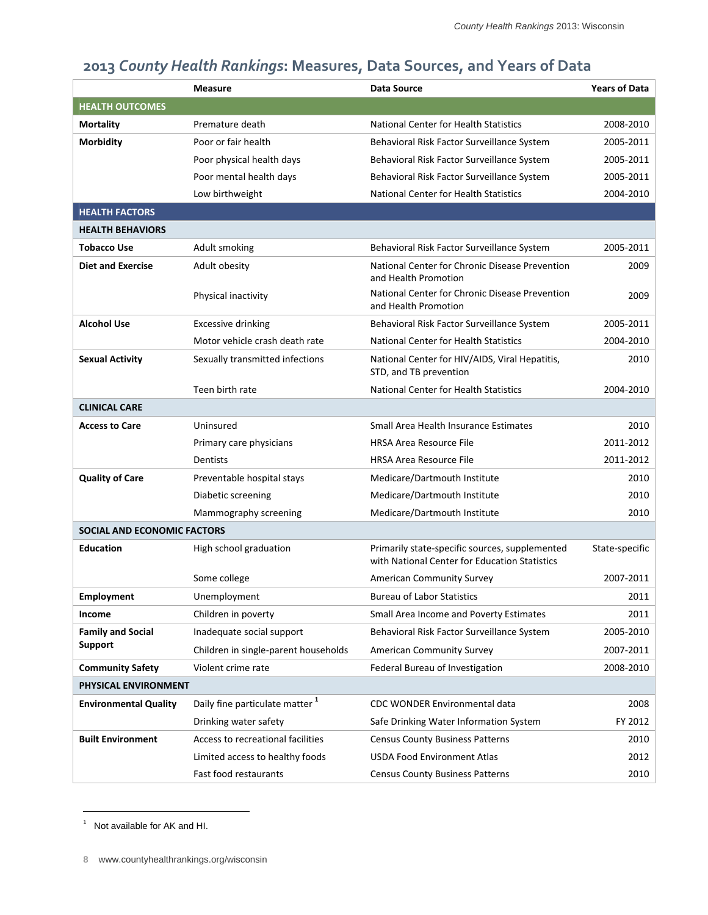## 2013 *County Health Rankings*: Measures, Data Sources, and Years of Data

| | Measure | Data Source | Years of Data |
|---|---|---|---|
| **HEALTH OUTCOMES** | | | |
| **Mortality** | Premature death | National Center for Health Statistics | 2008-2010 |
| **Morbidity** | Poor or fair health | Behavioral Risk Factor Surveillance System | 2005-2011 |
| | Poor physical health days | Behavioral Risk Factor Surveillance System | 2005-2011 |
| | Poor mental health days | Behavioral Risk Factor Surveillance System | 2005-2011 |
| | Low birthweight | National Center for Health Statistics | 2004-2010 |
| **HEALTH FACTORS** | | | |
| **HEALTH BEHAVIORS** | | | |
| **Tobacco Use** | Adult smoking | Behavioral Risk Factor Surveillance System | 2005-2011 |
| **Diet and Exercise** | Adult obesity | National Center for Chronic Disease Prevention and Health Promotion | 2009 |
| | Physical inactivity | National Center for Chronic Disease Prevention and Health Promotion | 2009 |
| **Alcohol Use** | Excessive drinking | Behavioral Risk Factor Surveillance System | 2005-2011 |
| | Motor vehicle crash death rate | National Center for Health Statistics | 2004-2010 |
| **Sexual Activity** | Sexually transmitted infections | National Center for HIV/AIDS, Viral Hepatitis, STD, and TB prevention | 2010 |
| | Teen birth rate | National Center for Health Statistics | 2004-2010 |
| **CLINICAL CARE** | | | |
| **Access to Care** | Uninsured | Small Area Health Insurance Estimates | 2010 |
| | Primary care physicians | HRSA Area Resource File | 2011-2012 |
| | Dentists | HRSA Area Resource File | 2011-2012 |
| **Quality of Care** | Preventable hospital stays | Medicare/Dartmouth Institute | 2010 |
| | Diabetic screening | Medicare/Dartmouth Institute | 2010 |
| | Mammography screening | Medicare/Dartmouth Institute | 2010 |
| **SOCIAL AND ECONOMIC FACTORS** | | | |
| **Education** | High school graduation | Primarily state-specific sources, supplemented with National Center for Education Statistics | State-specific |
| | Some college | American Community Survey | 2007-2011 |
| **Employment** | Unemployment | Bureau of Labor Statistics | 2011 |
| **Income** | Children in poverty | Small Area Income and Poverty Estimates | 2011 |
| **Family and Social Support** | Inadequate social support | Behavioral Risk Factor Surveillance System | 2005-2010 |
| | Children in single-parent households | American Community Survey | 2007-2011 |
| **Community Safety** | Violent crime rate | Federal Bureau of Investigation | 2008-2010 |
| **PHYSICAL ENVIRONMENT** | | | |
| **Environmental Quality** | Daily fine particulate matter [1] | CDC WONDER Environmental data | 2008 |
| | Drinking water safety | Safe Drinking Water Information System | FY 2012 |
| **Built Environment** | Access to recreational facilities | Census County Business Patterns | 2010 |
| | Limited access to healthy foods | USDA Food Environment Atlas | 2012 |
| | Fast food restaurants | Census County Business Patterns | 2010 |

[1] Not available for AK and HI.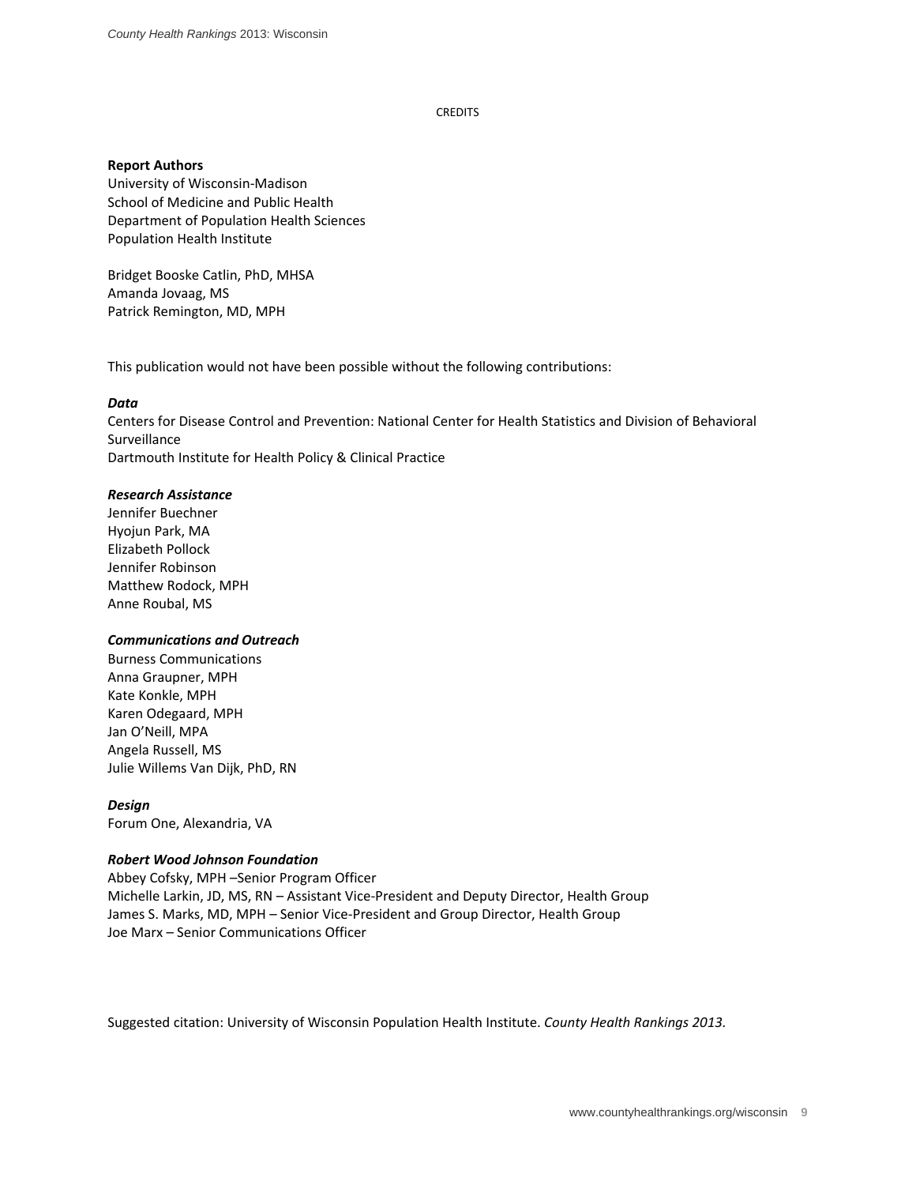# CREDITS

**Report Authors**
University of Wisconsin-Madison
School of Medicine and Public Health
Department of Population Health Sciences
Population Health Institute

Bridget Booske Catlin, PhD, MHSA
Amanda Jovaag, MS
Patrick Remington, MD, MPH

This publication would not have been possible without the following contributions:

***Data***
Centers for Disease Control and Prevention: National Center for Health Statistics and Division of Behavioral Surveillance
Dartmouth Institute for Health Policy & Clinical Practice

***Research Assistance***
Jennifer Buechner
Hyojun Park, MA
Elizabeth Pollock
Jennifer Robinson
Matthew Rodock, MPH
Anne Roubal, MS

***Communications and Outreach***
Burness Communications
Anna Graupner, MPH
Kate Konkle, MPH
Karen Odegaard, MPH
Jan O'Neill, MPA
Angela Russell, MS
Julie Willems Van Dijk, PhD, RN

***Design***
Forum One, Alexandria, VA

***Robert Wood Johnson Foundation***
Abbey Cofsky, MPH –Senior Program Officer
Michelle Larkin, JD, MS, RN – Assistant Vice-President and Deputy Director, Health Group
James S. Marks, MD, MPH – Senior Vice-President and Group Director, Health Group
Joe Marx – Senior Communications Officer

Suggested citation: University of Wisconsin Population Health Institute. *County Health Rankings 2013.*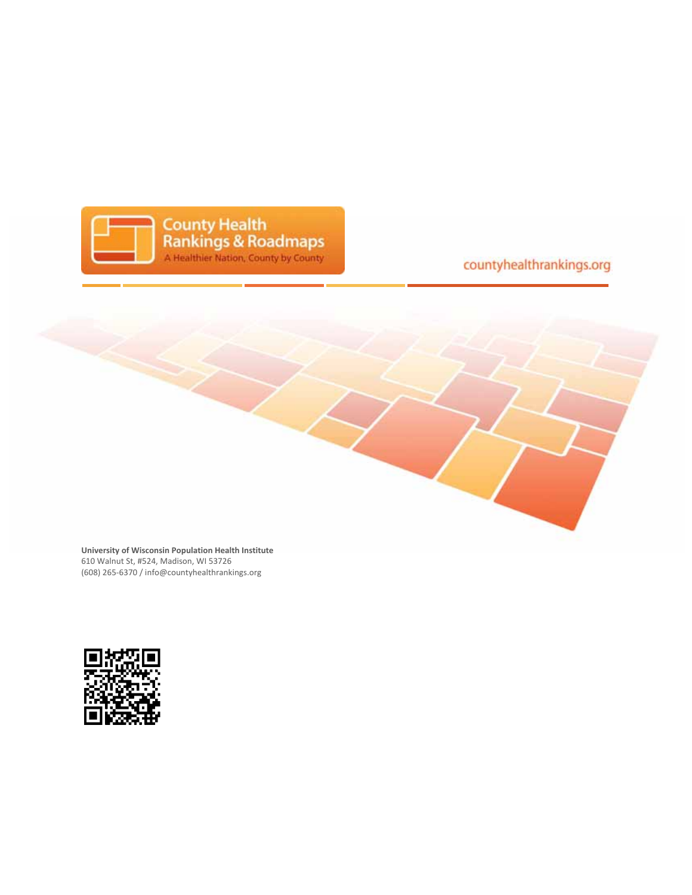County Health Rankings & Roadmaps

A Healthier Nation, County by County

countyhealthrankings.org

**University of Wisconsin Population Health Institute**
610 Walnut St, #524, Madison, WI 53726
(608) 265-6370 / info@countyhealthrankings.org